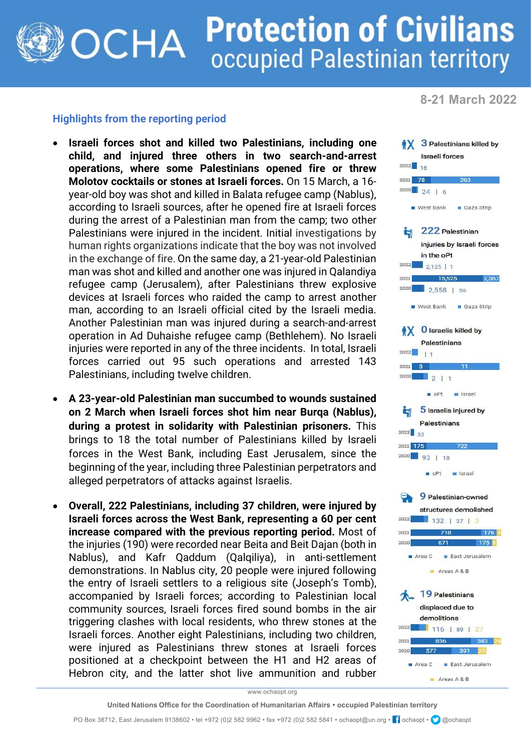# Protection of Civilians
## occupied Palestinian territory

**8-21 March 2022**

### Highlights from the reporting period

- **Israeli forces shot and killed two Palestinians, including one child, and injured three others in two search-and-arrest operations, where some Palestinians opened fire or threw Molotov cocktails or stones at Israeli forces.** On 15 March, a 16-year-old boy was shot and killed in Balata refugee camp (Nablus), according to Israeli sources, after he opened fire at Israeli forces during the arrest of a Palestinian man from the camp; two other Palestinians were injured in the incident. Initial investigations by human rights organizations indicate that the boy was not involved in the exchange of fire. On the same day, a 21-year-old Palestinian man was shot and killed and another one was injured in Qalandiya refugee camp (Jerusalem), after Palestinians threw explosive devices at Israeli forces who raided the camp to arrest another man, according to an Israeli official cited by the Israeli media. Another Palestinian man was injured during a search-and-arrest operation in Ad Duhaishe refugee camp (Bethlehem). No Israeli injuries were reported in any of the three incidents. In total, Israeli forces carried out 95 such operations and arrested 143 Palestinians, including twelve children.

- **A 23-year-old Palestinian man succumbed to wounds sustained on 2 March when Israeli forces shot him near Burqa (Nablus), during a protest in solidarity with Palestinian prisoners.** This brings to 18 the total number of Palestinians killed by Israeli forces in the West Bank, including East Jerusalem, since the beginning of the year, including three Palestinian perpetrators and alleged perpetrators of attacks against Israelis.

- **Overall, 222 Palestinians, including 37 children, were injured by Israeli forces across the West Bank, representing a 60 per cent increase compared with the previous reporting period.** Most of the injuries (190) were recorded near Beita and Beit Dajan (both in Nablus), and Kafr Qaddum (Qalqiliya), in anti-settlement demonstrations. In Nablus city, 20 people were injured following the entry of Israeli settlers to a religious site (Joseph's Tomb), accompanied by Israeli forces; according to Palestinian local community sources, Israeli forces fired sound bombs in the air triggering clashes with local residents, who threw stones at the Israeli forces. Another eight Palestinians, including two children, were injured as Palestinians threw stones at Israeli forces positioned at a checkpoint between the H1 and H2 areas of Hebron city, and the latter shot live ammunition and rubber

**3** Palestinians killed by Israeli forces

| Year | West Bank | Gaza Strip |
|---|---|---|
| 2022 | 18 | |
| 2021 | 78 | 263 |
| 2020 | 24 | 6 |

**222** Palestinian injuries by Israeli forces in the oPt

| Year | West Bank | Gaza Strip |
|---|---|---|
| 2022 | 2,125 | 1 |
| 2021 | 15,525 | 2,367 |
| 2020 | 2,558 | 56 |

**0** Israelis killed by Palestinians

| Year | oPt | Israel |
|---|---|---|
| 2022 | | 1 |
| 2021 | 3 | 11 |
| 2020 | 2 | 1 |

**5** Israelis injured by Palestinians

| Year | oPt | Israel |
|---|---|---|
| 2022 | 33 | |
| 2021 | 175 | 722 |
| 2020 | 93 | 18 |

**9** Palestinian-owned structures demolished

| Year | Area C | East Jerusalem | Areas A & B |
|---|---|---|---|
| 2022 | 132 | 37 | 3 |
| 2021 | 718 | 176 | 8 |
| 2020 | 671 | 175 | 8 |

**19** Palestinians displaced due to demolitions

| Year | Area C | East Jerusalem | Areas A & B |
|---|---|---|---|
| 2022 | 116 | 89 | 27 |
| 2021 | 836 | 343 | 24 |
| 2020 | 577 | 391 | 33 |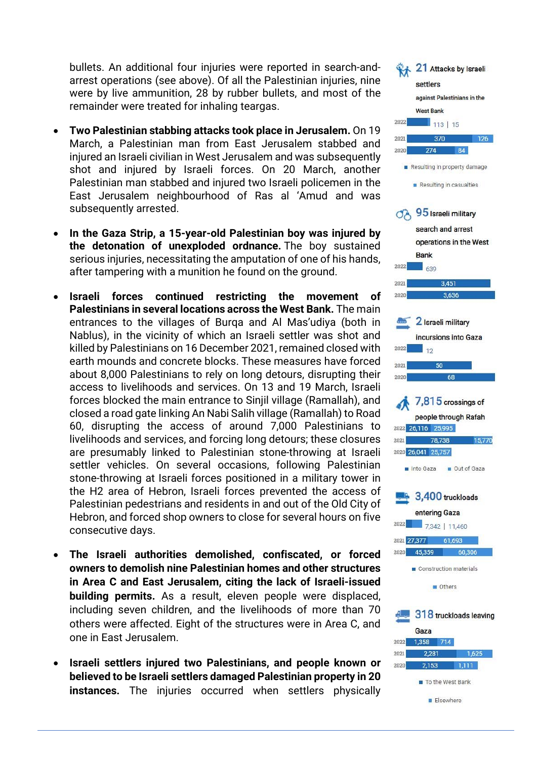bullets. An additional four injuries were reported in search-and-arrest operations (see above). Of all the Palestinian injuries, nine were by live ammunition, 28 by rubber bullets, and most of the remainder were treated for inhaling teargas.

- **Two Palestinian stabbing attacks took place in Jerusalem.** On 19 March, a Palestinian man from East Jerusalem stabbed and injured an Israeli civilian in West Jerusalem and was subsequently shot and injured by Israeli forces. On 20 March, another Palestinian man stabbed and injured two Israeli policemen in the East Jerusalem neighbourhood of Ras al 'Amud and was subsequently arrested.

- **In the Gaza Strip, a 15-year-old Palestinian boy was injured by the detonation of unexploded ordnance.** The boy sustained serious injuries, necessitating the amputation of one of his hands, after tampering with a munition he found on the ground.

- **Israeli forces continued restricting the movement of Palestinians in several locations across the West Bank.** The main entrances to the villages of Burqa and Al Mas'udiya (both in Nablus), in the vicinity of which an Israeli settler was shot and killed by Palestinians on 16 December 2021, remained closed with earth mounds and concrete blocks. These measures have forced about 8,000 Palestinians to rely on long detours, disrupting their access to livelihoods and services. On 13 and 19 March, Israeli forces blocked the main entrance to Sinjil village (Ramallah), and closed a road gate linking An Nabi Salih village (Ramallah) to Road 60, disrupting the access of around 7,000 Palestinians to livelihoods and services, and forcing long detours; these closures are presumably linked to Palestinian stone-throwing at Israeli settler vehicles. On several occasions, following Palestinian stone-throwing at Israeli forces positioned in a military tower in the H2 area of Hebron, Israeli forces prevented the access of Palestinian pedestrians and residents in and out of the Old City of Hebron, and forced shop owners to close for several hours on five consecutive days.

- **The Israeli authorities demolished, confiscated, or forced owners to demolish nine Palestinian homes and other structures in Area C and East Jerusalem, citing the lack of Israeli-issued building permits.** As a result, eleven people were displaced, including seven children, and the livelihoods of more than 70 others were affected. Eight of the structures were in Area C, and one in East Jerusalem.

- **Israeli settlers injured two Palestinians, and people known or believed to be Israeli settlers damaged Palestinian property in 20 instances.** The injuries occurred when settlers physically

**21** Attacks by Israeli settlers against Palestinians in the West Bank

| Year | Resulting in property damage | Resulting in casualties |
|---|---|---|
| 2022 | 113 | 15 |
| 2021 | 370 | 126 |
| 2020 | 274 | 84 |

**95** Israeli military search and arrest operations in the West Bank

| Year | Operations |
|---|---|
| 2022 | 639 |
| 2021 | 3,451 |
| 2020 | 3,636 |

**2** Israeli military incursions into Gaza

| Year | Incursions |
|---|---|
| 2022 | 12 |
| 2021 | 50 |
| 2020 | 68 |

**7,815** crossings of people through Rafah

| Year | Into Gaza | Out of Gaza |
|---|---|---|
| 2022 | 26,116 | 25,995 |
| 2021 | 78,738 | 15,770 |
| 2020 | 26,041 | 25,757 |

**3,400** truckloads entering Gaza

| Year | Construction materials | Others |
|---|---|---|
| 2022 | 7,342 | 11,460 |
| 2021 | 27,377 | 61,693 |
| 2020 | 45,359 | 60,306 |

**318** truckloads leaving Gaza

| Year | To the West Bank | Elsewhere |
|---|---|---|
| 2022 | 1,358 | 714 |
| 2021 | 2,281 | 1,625 |
| 2020 | 2,153 | 1,111 |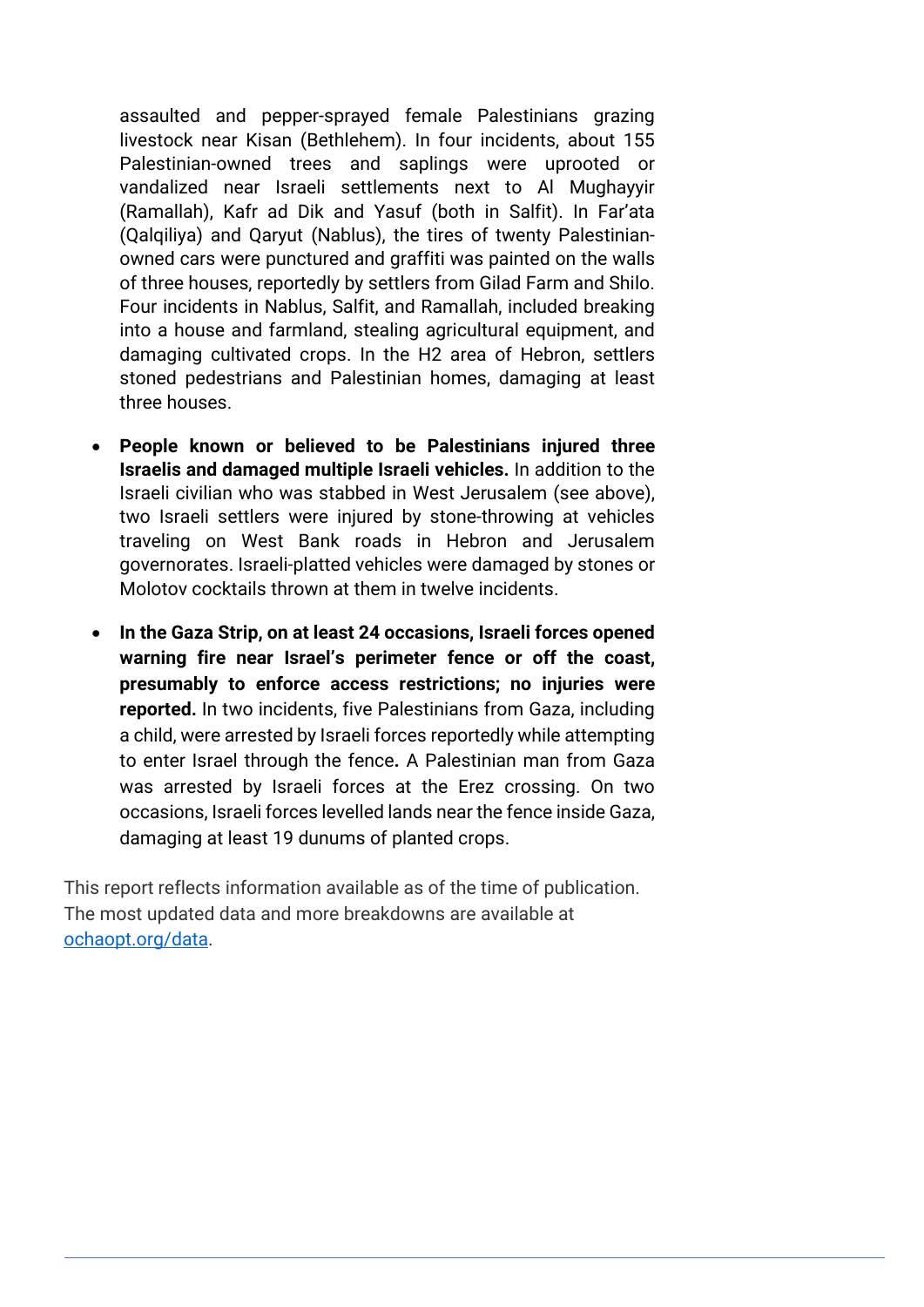assaulted and pepper-sprayed female Palestinians grazing livestock near Kisan (Bethlehem). In four incidents, about 155 Palestinian-owned trees and saplings were uprooted or vandalized near Israeli settlements next to Al Mughayyir (Ramallah), Kafr ad Dik and Yasuf (both in Salfit). In Far'ata (Qalqiliya) and Qaryut (Nablus), the tires of twenty Palestinian-owned cars were punctured and graffiti was painted on the walls of three houses, reportedly by settlers from Gilad Farm and Shilo. Four incidents in Nablus, Salfit, and Ramallah, included breaking into a house and farmland, stealing agricultural equipment, and damaging cultivated crops. In the H2 area of Hebron, settlers stoned pedestrians and Palestinian homes, damaging at least three houses.

- **People known or believed to be Palestinians injured three Israelis and damaged multiple Israeli vehicles.** In addition to the Israeli civilian who was stabbed in West Jerusalem (see above), two Israeli settlers were injured by stone-throwing at vehicles traveling on West Bank roads in Hebron and Jerusalem governorates. Israeli-platted vehicles were damaged by stones or Molotov cocktails thrown at them in twelve incidents.

- **In the Gaza Strip, on at least 24 occasions, Israeli forces opened warning fire near Israel's perimeter fence or off the coast, presumably to enforce access restrictions; no injuries were reported.** In two incidents, five Palestinians from Gaza, including a child, were arrested by Israeli forces reportedly while attempting to enter Israel through the fence**.** A Palestinian man from Gaza was arrested by Israeli forces at the Erez crossing. On two occasions, Israeli forces levelled lands near the fence inside Gaza, damaging at least 19 dunums of planted crops.

This report reflects information available as of the time of publication. The most updated data and more breakdowns are available at [ochaopt.org/data](ochaopt.org/data).